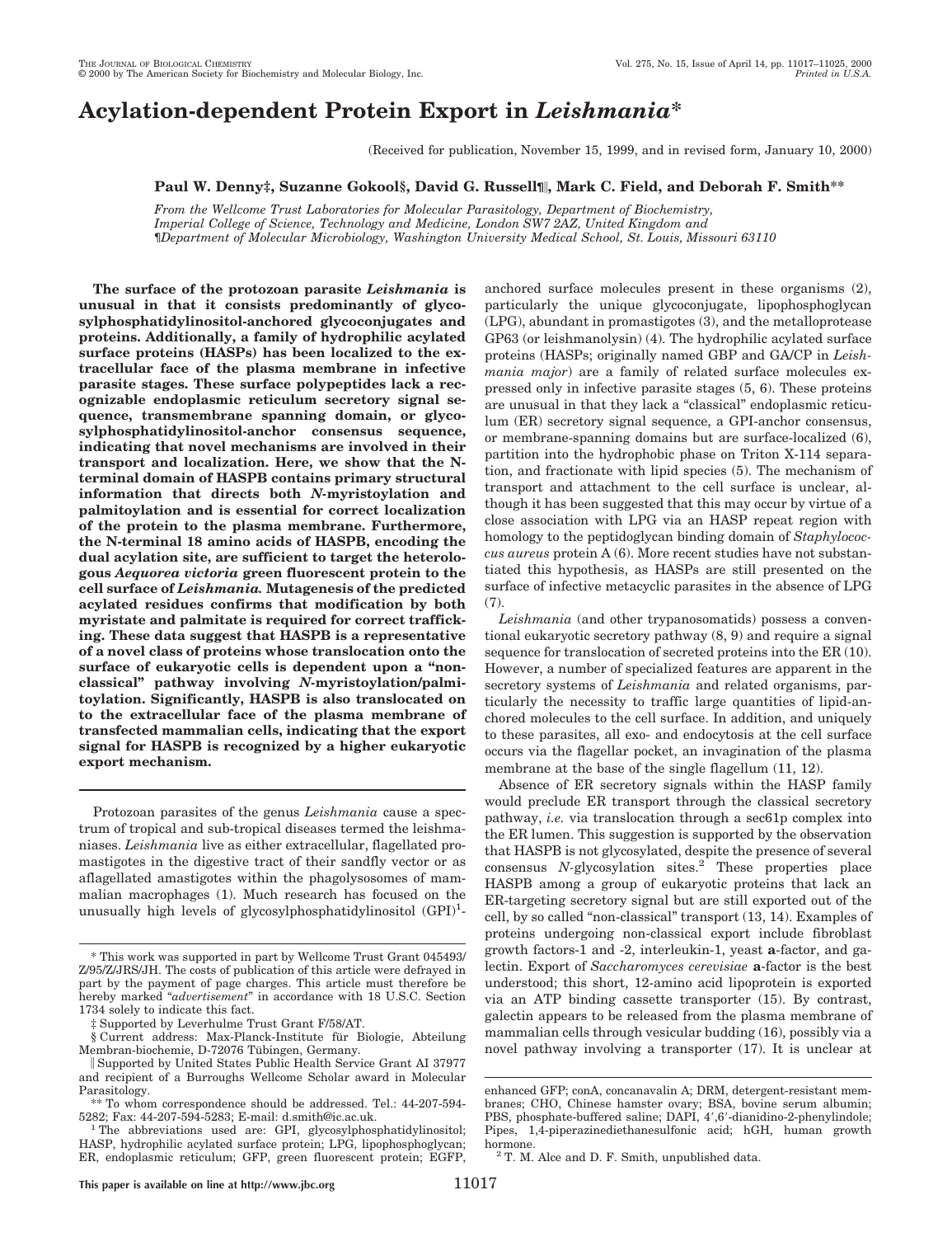# Acylation-dependent Protein Export in *Leishmania**

(Received for publication, November 15, 1999, and in revised form, January 10, 2000)

**Paul W. Denny‡, Suzanne Gokool§, David G. Russell¶||, Mark C. Field, and Deborah F. Smith****

*From the Wellcome Trust Laboratories for Molecular Parasitology, Department of Biochemistry, Imperial College of Science, Technology and Medicine, London SW7 2AZ, United Kingdom and ¶Department of Molecular Microbiology, Washington University Medical School, St. Louis, Missouri 63110*

**The surface of the protozoan parasite *Leishmania* is unusual in that it consists predominantly of glycosylphosphatidylinositol-anchored glycoconjugates and proteins. Additionally, a family of hydrophilic acylated surface proteins (HASPs) has been localized to the extracellular face of the plasma membrane in infective parasite stages. These surface polypeptides lack a recognizable endoplasmic reticulum secretory signal sequence, transmembrane spanning domain, or glycosylphosphatidylinositol-anchor consensus sequence, indicating that novel mechanisms are involved in their transport and localization. Here, we show that the N-terminal domain of HASPB contains primary structural information that directs both *N*-myristoylation and palmitoylation and is essential for correct localization of the protein to the plasma membrane. Furthermore, the N-terminal 18 amino acids of HASPB, encoding the dual acylation site, are sufficient to target the heterologous *Aequorea victoria* green fluorescent protein to the cell surface of *Leishmania.* Mutagenesis of the predicted acylated residues confirms that modification by both myristate and palmitate is required for correct trafficking. These data suggest that HASPB is a representative of a novel class of proteins whose translocation onto the surface of eukaryotic cells is dependent upon a "non-classical" pathway involving *N*-myristoylation/palmitoylation. Significantly, HASPB is also translocated on to the extracellular face of the plasma membrane of transfected mammalian cells, indicating that the export signal for HASPB is recognized by a higher eukaryotic export mechanism.**

Protozoan parasites of the genus *Leishmania* cause a spectrum of tropical and sub-tropical diseases termed the leishmaniases. *Leishmania* live as either extracellular, flagellated promastigotes in the digestive tract of their sandfly vector or as aflagellated amastigotes within the phagolysosomes of mammalian macrophages (1). Much research has focused on the unusually high levels of glycosylphosphatidylinositol (GPI)[1]-anchored surface molecules present in these organisms (2), particularly the unique glycoconjugate, lipophosphoglycan (LPG), abundant in promastigotes (3), and the metalloprotease GP63 (or leishmanolysin) (4). The hydrophilic acylated surface proteins (HASPs; originally named GBP and GA/CP in *Leishmania major*) are a family of related surface molecules expressed only in infective parasite stages (5, 6). These proteins are unusual in that they lack a "classical" endoplasmic reticulum (ER) secretory signal sequence, a GPI-anchor consensus, or membrane-spanning domains but are surface-localized (6), partition into the hydrophobic phase on Triton X-114 separation, and fractionate with lipid species (5). The mechanism of transport and attachment to the cell surface is unclear, although it has been suggested that this may occur by virtue of a close association with LPG via an HASP repeat region with homology to the peptidoglycan binding domain of *Staphylococcus aureus* protein A (6). More recent studies have not substantiated this hypothesis, as HASPs are still presented on the surface of infective metacyclic parasites in the absence of LPG (7).

*Leishmania* (and other trypanosomatids) possess a conventional eukaryotic secretory pathway (8, 9) and require a signal sequence for translocation of secreted proteins into the ER (10). However, a number of specialized features are apparent in the secretory systems of *Leishmania* and related organisms, particularly the necessity to traffic large quantities of lipid-anchored molecules to the cell surface. In addition, and uniquely to these parasites, all exo- and endocytosis at the cell surface occurs via the flagellar pocket, an invagination of the plasma membrane at the base of the single flagellum (11, 12).

Absence of ER secretory signals within the HASP family would preclude ER transport through the classical secretory pathway, *i.e.* via translocation through a sec61p complex into the ER lumen. This suggestion is supported by the observation that HASPB is not glycosylated, despite the presence of several consensus *N*-glycosylation sites.[2] These properties place HASPB among a group of eukaryotic proteins that lack an ER-targeting secretory signal but are still exported out of the cell, by so called "non-classical" transport (13, 14). Examples of proteins undergoing non-classical export include fibroblast growth factors-1 and -2, interleukin-1, yeast **a**-factor, and galectin. Export of *Saccharomyces cerevisiae* **a**-factor is the best understood; this short, 12-amino acid lipoprotein is exported via an ATP binding cassette transporter (15). By contrast, galectin appears to be released from the plasma membrane of mammalian cells through vesicular budding (16), possibly via a novel pathway involving a transporter (17). It is unclear at

---

\* This work was supported in part by Wellcome Trust Grant 045493/Z/95/Z/JRS/JH. The costs of publication of this article were defrayed in part by the payment of page charges. This article must therefore be hereby marked "*advertisement*" in accordance with 18 U.S.C. Section 1734 solely to indicate this fact.

‡ Supported by Leverhulme Trust Grant F/58/AT.

§ Current address: Max-Planck-Institute für Biologie, Abteilung Membran-biochemie, D-72076 Tübingen, Germany.

|| Supported by United States Public Health Service Grant AI 37977 and recipient of a Burroughs Wellcome Scholar award in Molecular Parasitology.

** To whom correspondence should be addressed. Tel.: 44-207-594-5282; Fax: 44-207-594-5283; E-mail: d.smith@ic.ac.uk.

[1] The abbreviations used are: GPI, glycosylphosphatidylinositol; HASP, hydrophilic acylated surface protein; LPG, lipophosphoglycan; ER, endoplasmic reticulum; GFP, green fluorescent protein; EGFP, enhanced GFP; conA, concanavalin A; DRM, detergent-resistant membranes; CHO, Chinese hamster ovary; BSA, bovine serum albumin; PBS, phosphate-buffered saline; DAPI, 4′,6′-dianidino-2-phenylindole; Pipes, 1,4-piperazinediethanesulfonic acid; hGH, human growth hormone.

[2] T. M. Alce and D. F. Smith, unpublished data.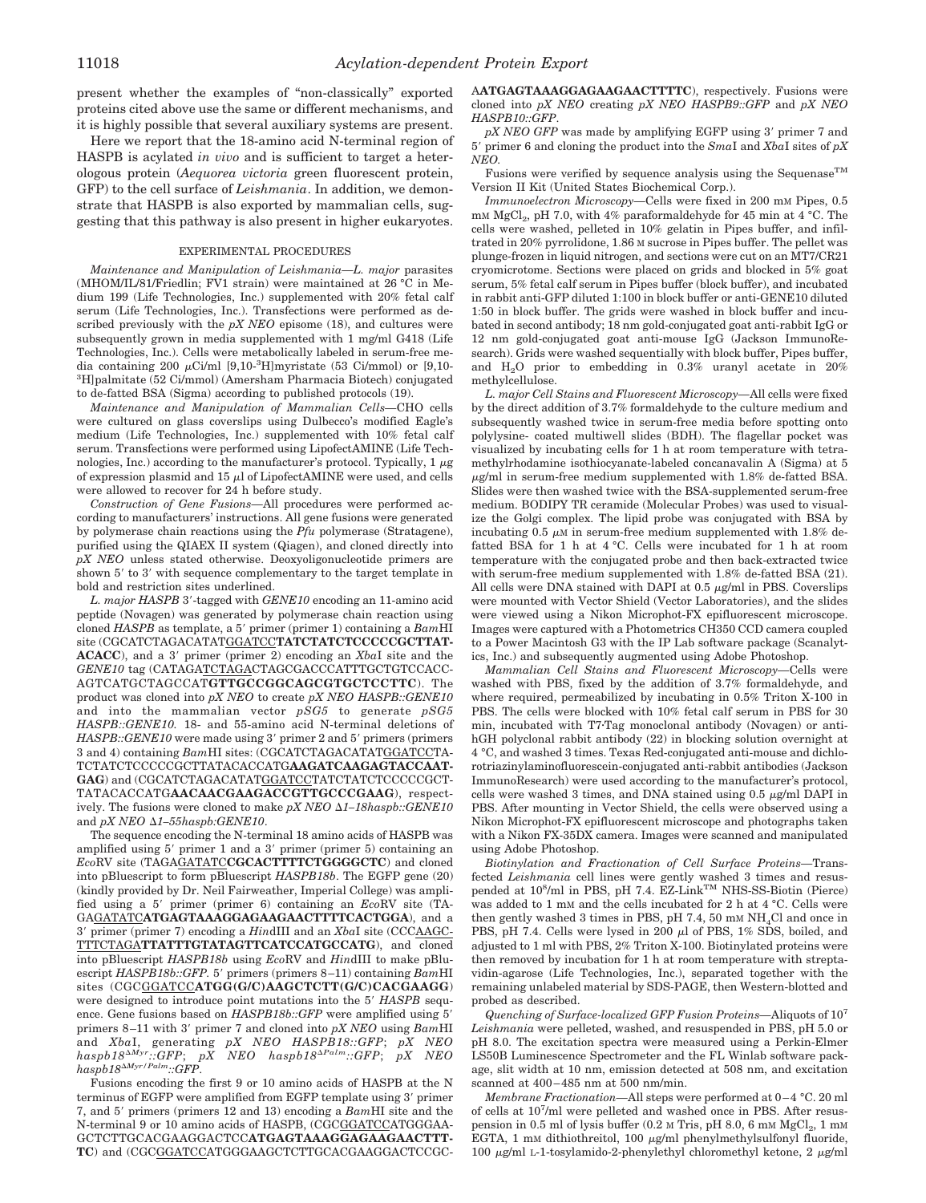present whether the examples of "non-classically" exported proteins cited above use the same or different mechanisms, and it is highly possible that several auxiliary systems are present.

Here we report that the 18-amino acid N-terminal region of HASPB is acylated *in vivo* and is sufficient to target a heterologous protein (*Aequorea victoria* green fluorescent protein, GFP) to the cell surface of *Leishmania*. In addition, we demonstrate that HASPB is also exported by mammalian cells, suggesting that this pathway is also present in higher eukaryotes.

## EXPERIMENTAL PROCEDURES

*Maintenance and Manipulation of Leishmania*—*L. major* parasites (MHOM/IL/81/Friedlin; FV1 strain) were maintained at 26 °C in Medium 199 (Life Technologies, Inc.) supplemented with 20% fetal calf serum (Life Technologies, Inc.). Transfections were performed as described previously with the *pX NEO* episome (18), and cultures were subsequently grown in media supplemented with 1 mg/ml G418 (Life Technologies, Inc.). Cells were metabolically labeled in serum-free media containing 200 μCi/ml [9,10-$^3$H]myristate (53 Ci/mmol) or [9,10-$^3$H]palmitate (52 Ci/mmol) (Amersham Pharmacia Biotech) conjugated to de-fatted BSA (Sigma) according to published protocols (19).

*Maintenance and Manipulation of Mammalian Cells*—CHO cells were cultured on glass coverslips using Dulbecco's modified Eagle's medium (Life Technologies, Inc.) supplemented with 10% fetal calf serum. Transfections were performed using LipofectAMINE (Life Technologies, Inc.) according to the manufacturer's protocol. Typically, 1 μg of expression plasmid and 15 μl of LipofectAMINE were used, and cells were allowed to recover for 24 h before study.

*Construction of Gene Fusions*—All procedures were performed according to manufacturers' instructions. All gene fusions were generated by polymerase chain reactions using the *Pfu* polymerase (Stratagene), purified using the QIAEX II system (Qiagen), and cloned directly into *pX NEO* unless stated otherwise. Deoxyoligonucleotide primers are shown 5′ to 3′ with sequence complementary to the target template in bold and restriction sites underlined.

*L. major HASPB* 3′-tagged with *GENE10* encoding an 11-amino acid peptide (Novagen) was generated by polymerase chain reaction using cloned *HASPB* as template, a 5′ primer (primer 1) containing a *Bam*HI site (CGCATCTAGACATAT<u>GGATCC</u>**TATCTATCTCCCCCGCTTATACACC**), and a 3′ primer (primer 2) encoding an *Xba*I site and the *GENE10* tag (CATAGA<u>TCTAGA</u>CTAGCGACCCATTTGCTGTCCACCAGTCATGCTAGCCAT**GTTGCCGGCAGCGTGCTCCTTC**). The product was cloned into *pX NEO* to create *pX NEO HASPB::GENE10* and into the mammalian vector *pSG5* to generate *pSG5 HASPB::GENE10*. 18- and 55-amino acid N-terminal deletions of *HASPB::GENE10* were made using 3′ primer 2 and 5′ primers (primers 3 and 4) containing *Bam*HI sites: (CGCATCTAGACATAT<u>GGATCC</u>TATCTATCTCCCCCGCTTATACACCATG**AAGATCAAGAGTACCAATGAG**) and (CGCATCTAGACATAT<u>GGATCC</u>TATCTATCTCCCCCGCTTATACACCATG**AACAACGAAGACCGTTGCCCGAAG**), respectively. The fusions were cloned to make *pX NEO Δ1–18haspb::GENE10* and *pX NEO Δ1–55haspb:GENE10*.

The sequence encoding the N-terminal 18 amino acids of HASPB was amplified using 5′ primer 1 and a 3′ primer (primer 5) containing an *Eco*RV site (TAGA<u>GATATC</u>**CGCACTTTTCTGGGGCTC**) and cloned into pBluescript to form pBluescript *HASPB18b*. The EGFP gene (20) (kindly provided by Dr. Neil Fairweather, Imperial College) was amplified using a 5′ primer (primer 6) containing an *Eco*RV site (TAGA<u>GATATC</u>**ATGAGTAAAGGAGAAGAACTTTTCACTGGA**), and a 3′ primer (primer 7) encoding a *Hin*dIII and an *Xba*I site (CCC<u>AAGCTT</u><u>TCTAGA</u>**TTATTTGTATAGTTCATCCATGCCATG**), and cloned into pBluescript *HASPB18b* using *Eco*RV and *Hin*dIII to make pBluescript *HASPB18b::GFP*. 5′ primers (primers 8–11) containing *Bam*HI sites (CGC<u>GGATCC</u>**ATGG(G/C)AAGCTCTT(G/C)CACGAAGG**) were designed to introduce point mutations into the 5′ *HASPB* sequence. Gene fusions based on *HASPB18b::GFP* were amplified using 5′ primers 8–11 with 3′ primer 7 and cloned into *pX NEO* using *Bam*HI and *Xba*I, generating *pX NEO HASPB18::GFP*; *pX NEO haspb18$^{\Delta Myr}$::GFP*; *pX NEO haspb18$^{\Delta Palm}$::GFP*; *pX NEO haspb18$^{\Delta Myr/Palm}$::GFP*.

Fusions encoding the first 9 or 10 amino acids of HASPB at the N terminus of EGFP were amplified from EGFP template using 3′ primer 7, and 5′ primers (primers 12 and 13) encoding a *Bam*HI site and the N-terminal 9 or 10 amino acids of HASPB, (CGC<u>GGATCC</u>ATGGGAAGCTCTTGCACGAAGGACTCC**ATGAGTAAAGGAGAAGAACTTTTC**) and (CGC<u>GGATCC</u>ATGGGAAGCTCTTGCACGAAGGACTCCGCA**ATGAGTAAAGGAGAAGAACTTTTC**), respectively. Fusions were cloned into *pX NEO* creating *pX NEO HASPB9::GFP* and *pX NEO HASPB10::GFP*.

*pX NEO GFP* was made by amplifying EGFP using 3′ primer 7 and 5′ primer 6 and cloning the product into the *Sma*I and *Xba*I sites of *pX NEO*.

Fusions were verified by sequence analysis using the Sequenase™ Version II Kit (United States Biochemical Corp.).

*Immunoelectron Microscopy*—Cells were fixed in 200 mM Pipes, 0.5 mM $MgCl_2$, pH 7.0, with 4% paraformaldehyde for 45 min at 4 °C. The cells were washed, pelleted in 10% gelatin in Pipes buffer, and infiltrated in 20% pyrrolidone, 1.86 M sucrose in Pipes buffer. The pellet was plunge-frozen in liquid nitrogen, and sections were cut on an MT7/CR21 cryomicrotome. Sections were placed on grids and blocked in 5% goat serum, 5% fetal calf serum in Pipes buffer (block buffer), and incubated in rabbit anti-GFP diluted 1:100 in block buffer or anti-GENE10 diluted 1:50 in block buffer. The grids were washed in block buffer and incubated in second antibody; 18 nm gold-conjugated goat anti-rabbit IgG or 12 nm gold-conjugated goat anti-mouse IgG (Jackson ImmunoResearch). Grids were washed sequentially with block buffer, Pipes buffer, and $H_2O$ prior to embedding in 0.3% uranyl acetate in 20% methylcellulose.

*L. major Cell Stains and Fluorescent Microscopy*—All cells were fixed by the direct addition of 3.7% formaldehyde to the culture medium and subsequently washed twice in serum-free media before spotting onto polylysine- coated multiwell slides (BDH). The flagellar pocket was visualized by incubating cells for 1 h at room temperature with tetramethylrhodamine isothiocyanate-labeled concanavalin A (Sigma) at 5 μg/ml in serum-free medium supplemented with 1.8% de-fatted BSA. Slides were then washed twice with the BSA-supplemented serum-free medium. BODIPY TR ceramide (Molecular Probes) was used to visualize the Golgi complex. The lipid probe was conjugated with BSA by incubating 0.5 μM in serum-free medium supplemented with 1.8% de-fatted BSA for 1 h at 4 °C. Cells were incubated for 1 h at room temperature with the conjugated probe and then back-extracted twice with serum-free medium supplemented with 1.8% de-fatted BSA (21). All cells were DNA stained with DAPI at 0.5 μg/ml in PBS. Coverslips were mounted with Vector Shield (Vector Laboratories), and the slides were viewed using a Nikon Microphot-FX epifluorescent microscope. Images were captured with a Photometrics CH350 CCD camera coupled to a Power Macintosh G3 with the IP Lab software package (Scanalytics, Inc.) and subsequently augmented using Adobe Photoshop.

*Mammalian Cell Stains and Fluorescent Microscopy*—Cells were washed with PBS, fixed by the addition of 3.7% formaldehyde, and where required, permeabilized by incubating in 0.5% Triton X-100 in PBS. The cells were blocked with 10% fetal calf serum in PBS for 30 min, incubated with T7·Tag monoclonal antibody (Novagen) or anti-hGH polyclonal rabbit antibody (22) in blocking solution overnight at 4 °C, and washed 3 times. Texas Red-conjugated anti-mouse and dichlorotriazinylaminofluorescein-conjugated anti-rabbit antibodies (Jackson ImmunoResearch) were used according to the manufacturer's protocol, cells were washed 3 times, and DNA stained using 0.5 μg/ml DAPI in PBS. After mounting in Vector Shield, the cells were observed using a Nikon Microphot-FX epifluorescent microscope and photographs taken with a Nikon FX-35DX camera. Images were scanned and manipulated using Adobe Photoshop.

*Biotinylation and Fractionation of Cell Surface Proteins*—Transfected *Leishmania* cell lines were gently washed 3 times and resuspended at $10^8$/ml in PBS, pH 7.4. EZ-Link™ NHS-SS-Biotin (Pierce) was added to 1 mM and the cells incubated for 2 h at 4 °C. Cells were then gently washed 3 times in PBS, pH 7.4, 50 mM $NH_4Cl$ and once in PBS, pH 7.4. Cells were lysed in 200 μl of PBS, 1% SDS, boiled, and adjusted to 1 ml with PBS, 2% Triton X-100. Biotinylated proteins were then removed by incubation for 1 h at room temperature with streptavidin-agarose (Life Technologies, Inc.), separated together with the remaining unlabeled material by SDS-PAGE, then Western-blotted and probed as described.

*Quenching of Surface-localized GFP Fusion Proteins*—Aliquots of $10^7$ *Leishmania* were pelleted, washed, and resuspended in PBS, pH 5.0 or pH 8.0. The excitation spectra were measured using a Perkin-Elmer LS50B Luminescence Spectrometer and the FL Winlab software package, slit width at 10 nm, emission detected at 508 nm, and excitation scanned at 400–485 nm at 500 nm/min.

*Membrane Fractionation*—All steps were performed at 0–4 °C. 20 ml of cells at $10^7$/ml were pelleted and washed once in PBS. After resuspension in 0.5 ml of lysis buffer (0.2 M Tris, pH 8.0, 6 mM $MgCl_2$, 1 mM EGTA, 1 mM dithiothreitol, 100 μg/ml phenylmethylsulfonyl fluoride, 100 μg/ml L-1-tosylamido-2-phenylethyl chloromethyl ketone, 2 μg/ml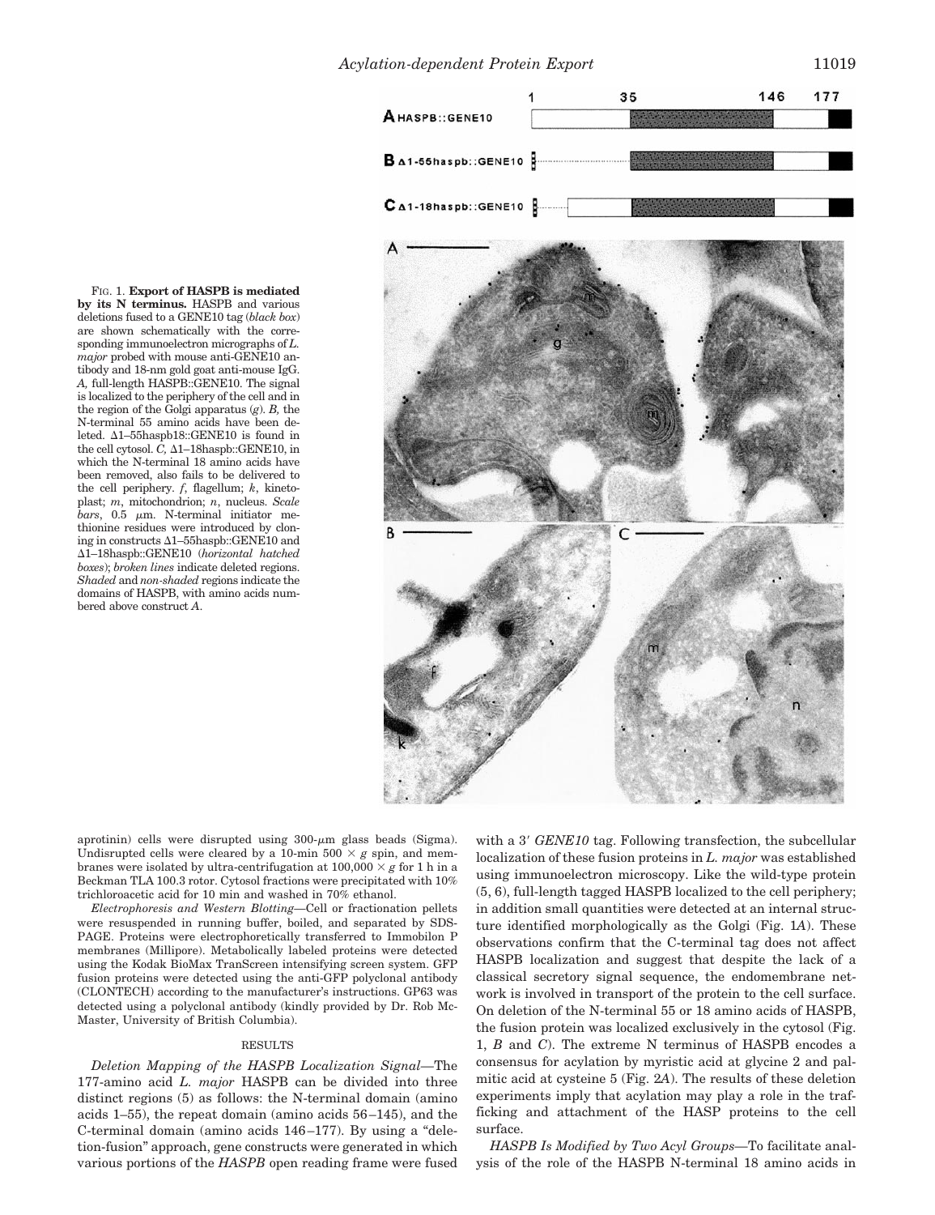FIG. 1. **Export of HASPB is mediated by its N terminus.** HASPB and various deletions fused to a GENE10 tag (*black box*) are shown schematically with the corresponding immunoelectron micrographs of *L. major* probed with mouse anti-GENE10 antibody and 18-nm gold goat anti-mouse IgG. *A,* full-length HASPB::GENE10. The signal is localized to the periphery of the cell and in the region of the Golgi apparatus (*g*). *B,* the N-terminal 55 amino acids have been deleted. Δ1–55haspb18::GENE10 is found in the cell cytosol. *C,* Δ1–18haspb::GENE10, in which the N-terminal 18 amino acids have been removed, also fails to be delivered to the cell periphery. *f*, flagellum; *k*, kinetoplast; *m*, mitochondrion; *n*, nucleus. *Scale bars*, 0.5 μm. N-terminal initiator methionine residues were introduced by cloning in constructs Δ1–55haspb::GENE10 and Δ1–18haspb::GENE10 (*horizontal hatched boxes*); *broken lines* indicate deleted regions. *Shaded* and *non-shaded* regions indicate the domains of HASPB, with amino acids numbered above construct *A*.

aprotinin) cells were disrupted using 300-μm glass beads (Sigma). Undisrupted cells were cleared by a 10-min 500 × *g* spin, and membranes were isolated by ultra-centrifugation at 100,000 × *g* for 1 h in a Beckman TLA 100.3 rotor. Cytosol fractions were precipitated with 10% trichloroacetic acid for 10 min and washed in 70% ethanol.

*Electrophoresis and Western Blotting*—Cell or fractionation pellets were resuspended in running buffer, boiled, and separated by SDS-PAGE. Proteins were electrophoretically transferred to Immobilon P membranes (Millipore). Metabolically labeled proteins were detected using the Kodak BioMax TranScreen intensifying screen system. GFP fusion proteins were detected using the anti-GFP polyclonal antibody (CLONTECH) according to the manufacturer's instructions. GP63 was detected using a polyclonal antibody (kindly provided by Dr. Rob McMaster, University of British Columbia).

## RESULTS

*Deletion Mapping of the HASPB Localization Signal*—The 177-amino acid *L. major* HASPB can be divided into three distinct regions (5) as follows: the N-terminal domain (amino acids 1–55), the repeat domain (amino acids 56–145), and the C-terminal domain (amino acids 146–177). By using a "deletion-fusion" approach, gene constructs were generated in which various portions of the *HASPB* open reading frame were fused with a 3′ *GENE10* tag. Following transfection, the subcellular localization of these fusion proteins in *L. major* was established using immunoelectron microscopy. Like the wild-type protein (5, 6), full-length tagged HASPB localized to the cell periphery; in addition small quantities were detected at an internal structure identified morphologically as the Golgi (Fig. 1*A*). These observations confirm that the C-terminal tag does not affect HASPB localization and suggest that despite the lack of a classical secretory signal sequence, the endomembrane network is involved in transport of the protein to the cell surface. On deletion of the N-terminal 55 or 18 amino acids of HASPB, the fusion protein was localized exclusively in the cytosol (Fig. 1, *B* and *C*). The extreme N terminus of HASPB encodes a consensus for acylation by myristic acid at glycine 2 and palmitic acid at cysteine 5 (Fig. 2*A*). The results of these deletion experiments imply that acylation may play a role in the trafficking and attachment of the HASP proteins to the cell surface.

*HASPB Is Modified by Two Acyl Groups*—To facilitate analysis of the role of the HASPB N-terminal 18 amino acids in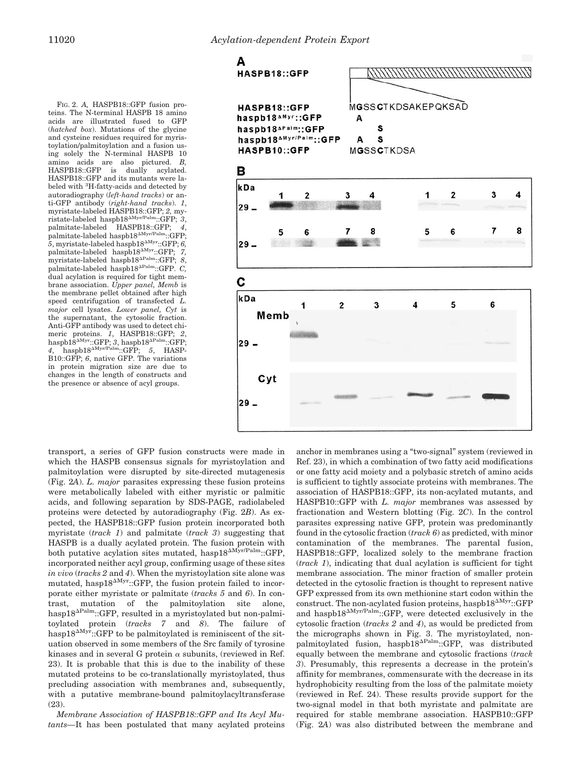FIG. 2. *A*, HASPB18::GFP fusion proteins. The N-terminal HASPB 18 amino acids are illustrated fused to GFP (*hatched box*). Mutations of the glycine and cysteine residues required for myristoylation/palmitoylation and a fusion using solely the N-terminal HASPB 10 amino acids are also pictured. *B*, HASPB18::GFP is dually acylated. HASPB18::GFP and its mutants were labeled with $^{3}$H-fatty-acids and detected by autoradiography (*left-hand tracks*) or anti-GFP antibody (*right-hand tracks*). *1*, myristate-labeled HASPB18::GFP; *2*, myristate-labeled haspb18$^{\Delta Myr/Palm}$::GFP; *3*, palmitate-labeled HASPB18::GFP; *4*, palmitate-labeled haspb18$^{\Delta Myr/Palm}$::GFP; *5*, myristate-labeled haspb18$^{\Delta Myr}$::GFP; *6*, palmitate-labeled haspb18$^{\Delta Myr}$::GFP; *7*, myristate-labeled haspb18$^{\Delta Palm}$::GFP; *8*, palmitate-labeled haspb18$^{\Delta Palm}$::GFP. *C*, dual acylation is required for tight membrane association. *Upper panel, Memb* is the membrane pellet obtained after high speed centrifugation of transfected *L. major* cell lysates. *Lower panel, Cyt* is the supernatant, the cytosolic fraction. Anti-GFP antibody was used to detect chimeric proteins. *1*, HASPB18::GFP; *2*, haspb18$^{\Delta Myr}$::GFP; *3*, haspb18$^{\Delta Palm}$::GFP; *4*, haspb18$^{\Delta Myr/Palm}$::GFP; *5*, HASPB10::GFP; *6*, native GFP. The variations in protein migration size are due to changes in the length of constructs and the presence or absence of acyl groups.

transport, a series of GFP fusion constructs were made in which the HASPB consensus signals for myristoylation and palmitoylation were disrupted by site-directed mutagenesis (Fig. 2*A*). *L. major* parasites expressing these fusion proteins were metabolically labeled with either myristic or palmitic acids, and following separation by SDS-PAGE, radiolabeled proteins were detected by autoradiography (Fig. 2*B*). As expected, the HASPB18::GFP fusion protein incorporated both myristate (*track 1*) and palmitate (*track 3*) suggesting that HASPB is a dually acylated protein. The fusion protein with both putative acylation sites mutated, hasp18$^{\Delta Myr/Palm}$::GFP, incorporated neither acyl group, confirming usage of these sites *in vivo* (*tracks 2* and *4*). When the myristoylation site alone was mutated, hasp18$^{\Delta Myr}$::GFP, the fusion protein failed to incorporate either myristate or palmitate (*tracks 5* and *6*). In contrast, mutation of the palmitoylation site alone, hasp18$^{\Delta Palm}$::GFP, resulted in a myristoylated but non-palmitoylated protein (*tracks 7* and *8*). The failure of hasp18$^{\Delta Myr}$::GFP to be palmitoylated is reminiscent of the situation observed in some members of the Src family of tyrosine kinases and in several G protein α subunits, (reviewed in Ref. 23). It is probable that this is due to the inability of these mutated proteins to be co-translationally myristoylated, thus precluding association with membranes and, subsequently, with a putative membrane-bound palmitoylacyltransferase (23).

*Membrane Association of HASPB18::GFP and Its Acyl Mutants*—It has been postulated that many acylated proteins anchor in membranes using a "two-signal" system (reviewed in Ref. 23), in which a combination of two fatty acid modifications or one fatty acid moiety and a polybasic stretch of amino acids is sufficient to tightly associate proteins with membranes. The association of HASPB18::GFP, its non-acylated mutants, and HASPB10::GFP with *L. major* membranes was assessed by fractionation and Western blotting (Fig. 2*C*). In the control parasites expressing native GFP, protein was predominantly found in the cytosolic fraction (*track 6*) as predicted, with minor contamination of the membranes. The parental fusion, HASPB18::GFP, localized solely to the membrane fraction (*track 1*), indicating that dual acylation is sufficient for tight membrane association. The minor fraction of smaller protein detected in the cytosolic fraction is thought to represent native GFP expressed from its own methionine start codon within the construct. The non-acylated fusion proteins, haspb18$^{\Delta Myr}$::GFP and haspb18$^{\Delta Myr/Palm}$::GFP, were detected exclusively in the cytosolic fraction (*tracks 2* and *4*), as would be predicted from the micrographs shown in Fig. 3. The myristoylated, non-palmitoylated fusion, haspb18$^{\Delta Palm}$::GFP, was distributed equally between the membrane and cytosolic fractions (*track 3*). Presumably, this represents a decrease in the protein's affinity for membranes, commensurate with the decrease in its hydrophobicity resulting from the loss of the palmitate moiety (reviewed in Ref. 24). These results provide support for the two-signal model in that both myristate and palmitate are required for stable membrane association. HASPB10::GFP (Fig. 2*A*) was also distributed between the membrane and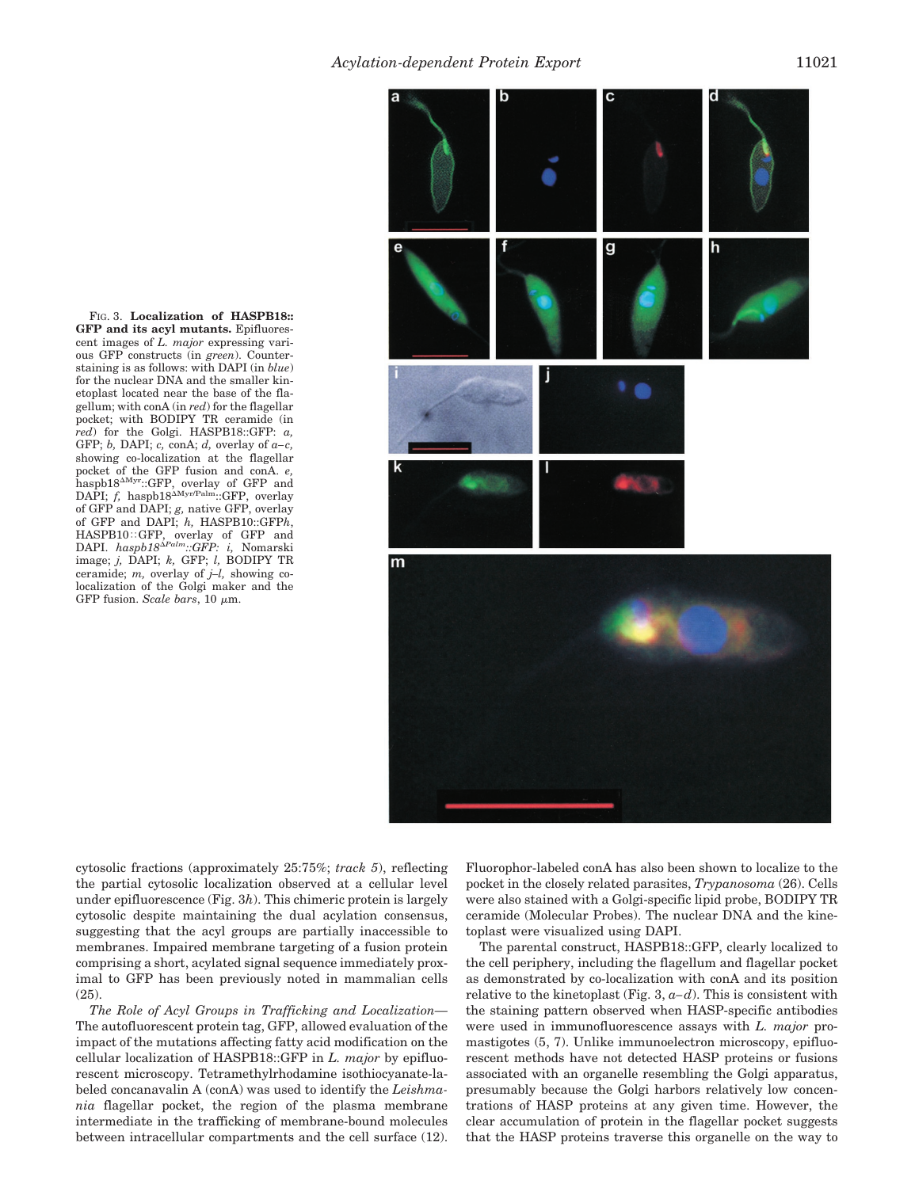FIG. 3. **Localization of HASPB18::GFP and its acyl mutants.** Epifluorescent images of *L. major* expressing various GFP constructs (in *green*). Counterstaining is as follows: with DAPI (in *blue*) for the nuclear DNA and the smaller kinetoplast located near the base of the flagellum; with conA (in *red*) for the flagellar pocket; with BODIPY TR ceramide (in *red*) for the Golgi. HASPB18::GFP: *a,* GFP; *b,* DAPI; *c,* conA; *d,* overlay of *a–c,* showing co-localization at the flagellar pocket of the GFP fusion and conA. *e,* haspb18$^{\Delta Myr}$::GFP, overlay of GFP and DAPI; *f,* haspb18$^{\Delta Myr/Palm}$::GFP, overlay of GFP and DAPI; *g,* native GFP, overlay of GFP and DAPI; *h,* HASPB10::GFP*h,* HASPB10::GFP, overlay of GFP and DAPI. *haspb18$^{\Delta Palm}$::GFP: i,* Nomarski image; *j,* DAPI; *k,* GFP; *l,* BODIPY TR ceramide; *m,* overlay of *j–l,* showing co-localization of the Golgi maker and the GFP fusion. *Scale bars,* 10 μm.

cytosolic fractions (approximately 25:75%; *track 5*), reflecting the partial cytosolic localization observed at a cellular level under epifluorescence (Fig. 3*h*). This chimeric protein is largely cytosolic despite maintaining the dual acylation consensus, suggesting that the acyl groups are partially inaccessible to membranes. Impaired membrane targeting of a fusion protein comprising a short, acylated signal sequence immediately proximal to GFP has been previously noted in mammalian cells (25).

*The Role of Acyl Groups in Trafficking and Localization*—The autofluorescent protein tag, GFP, allowed evaluation of the impact of the mutations affecting fatty acid modification on the cellular localization of HASPB18::GFP in *L. major* by epifluorescent microscopy. Tetramethylrhodamine isothiocyanate-labeled concanavalin A (conA) was used to identify the *Leishmania* flagellar pocket, the region of the plasma membrane intermediate in the trafficking of membrane-bound molecules between intracellular compartments and the cell surface (12). Fluorophor-labeled conA has also been shown to localize to the pocket in the closely related parasites, *Trypanosoma* (26). Cells were also stained with a Golgi-specific lipid probe, BODIPY TR ceramide (Molecular Probes). The nuclear DNA and the kinetoplast were visualized using DAPI.

The parental construct, HASPB18::GFP, clearly localized to the cell periphery, including the flagellum and flagellar pocket as demonstrated by co-localization with conA and its position relative to the kinetoplast (Fig. 3, *a–d*). This is consistent with the staining pattern observed when HASP-specific antibodies were used in immunofluorescence assays with *L. major* promastigotes (5, 7). Unlike immunoelectron microscopy, epifluorescent methods have not detected HASP proteins or fusions associated with an organelle resembling the Golgi apparatus, presumably because the Golgi harbors relatively low concentrations of HASP proteins at any given time. However, the clear accumulation of protein in the flagellar pocket suggests that the HASP proteins traverse this organelle on the way to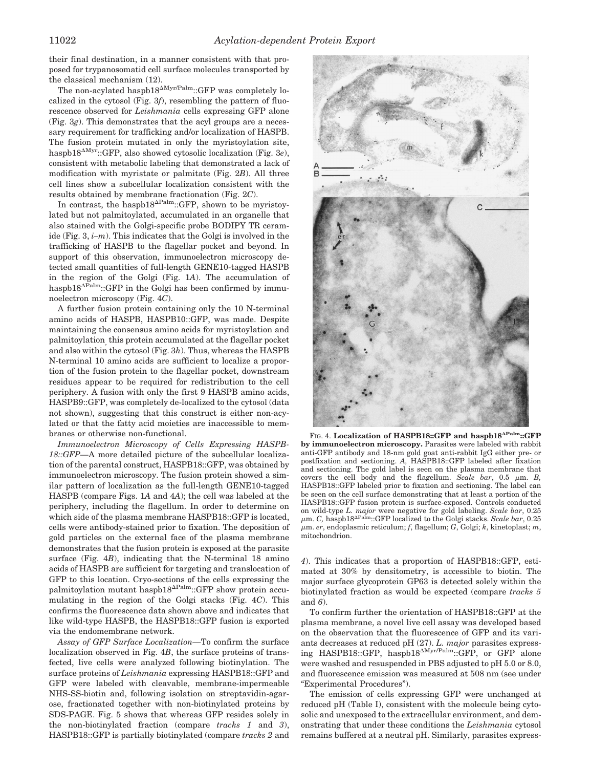their final destination, in a manner consistent with that proposed for trypanosomatid cell surface molecules transported by the classical mechanism (12).

The non-acylated haspb18$^{\Delta Myr/Palm}$::GFP was completely localized in the cytosol (Fig. 3*f*), resembling the pattern of fluorescence observed for *Leishmania* cells expressing GFP alone (Fig. 3*g*). This demonstrates that the acyl groups are a necessary requirement for trafficking and/or localization of HASPB. The fusion protein mutated in only the myristoylation site, haspb18$^{\Delta Myr}$::GFP, also showed cytosolic localization (Fig. 3*e*), consistent with metabolic labeling that demonstrated a lack of modification with myristate or palmitate (Fig. 2*B*). All three cell lines show a subcellular localization consistent with the results obtained by membrane fractionation (Fig. 2*C*).

In contrast, the haspb18$^{\Delta Palm}$::GFP, shown to be myristoylated but not palmitoylated, accumulated in an organelle that also stained with the Golgi-specific probe BODIPY TR ceramide (Fig. 3, *i–m*). This indicates that the Golgi is involved in the trafficking of HASPB to the flagellar pocket and beyond. In support of this observation, immunoelectron microscopy detected small quantities of full-length GENE10-tagged HASPB in the region of the Golgi (Fig. 1*A*). The accumulation of haspb18$^{\Delta Palm}$::GFP in the Golgi has been confirmed by immunoelectron microscopy (Fig. 4*C*).

A further fusion protein containing only the 10 N-terminal amino acids of HASPB, HASPB10::GFP, was made. Despite maintaining the consensus amino acids for myristoylation and palmitoylation, this protein accumulated at the flagellar pocket and also within the cytosol (Fig. 3*h*). Thus, whereas the HASPB N-terminal 10 amino acids are sufficient to localize a proportion of the fusion protein to the flagellar pocket, downstream residues appear to be required for redistribution to the cell periphery. A fusion with only the first 9 HASPB amino acids, HASPB9::GFP, was completely de-localized to the cytosol (data not shown), suggesting that this construct is either non-acylated or that the fatty acid moieties are inaccessible to membranes or otherwise non-functional.

*Immunoelectron Microscopy of Cells Expressing HASPB18::GFP*—A more detailed picture of the subcellular localization of the parental construct, HASPB18::GFP, was obtained by immunoelectron microscopy. The fusion protein showed a similar pattern of localization as the full-length GENE10-tagged HASPB (compare Figs. 1*A* and 4*A*); the cell was labeled at the periphery, including the flagellum. In order to determine on which side of the plasma membrane HASPB18::GFP is located, cells were antibody-stained prior to fixation. The deposition of gold particles on the external face of the plasma membrane demonstrates that the fusion protein is exposed at the parasite surface (Fig. 4*B*), indicating that the N-terminal 18 amino acids of HASPB are sufficient for targeting and translocation of GFP to this location. Cryo-sections of the cells expressing the palmitoylation mutant haspb18$^{\Delta Palm}$::GFP show protein accumulating in the region of the Golgi stacks (Fig. 4*C*). This confirms the fluorescence data shown above and indicates that like wild-type HASPB, the HASPB18::GFP fusion is exported via the endomembrane network.

*Assay of GFP Surface Localization*—To confirm the surface localization observed in Fig. 4*B*, the surface proteins of transfected, live cells were analyzed following biotinylation. The surface proteins of *Leishmania* expressing HASPB18::GFP and GFP were labeled with cleavable, membrane-impermeable NHS-SS-biotin and, following isolation on streptavidin-agarose, fractionated together with non-biotinylated proteins by SDS-PAGE. Fig. 5 shows that whereas GFP resides solely in the non-biotinylated fraction (compare *tracks 1* and *3*), HASPB18::GFP is partially biotinylated (compare *tracks 2* and *4*). This indicates that a proportion of HASPB18::GFP, estimated at 30% by densitometry, is accessible to biotin. The major surface glycoprotein GP63 is detected solely within the biotinylated fraction as would be expected (compare *tracks 5* and *6*).

To confirm further the orientation of HASPB18::GFP at the plasma membrane, a novel live cell assay was developed based on the observation that the fluorescence of GFP and its variants decreases at reduced pH (27). *L. major* parasites expressing HASPB18::GFP, haspb18$^{\Delta Myr/Palm}$::GFP, or GFP alone were washed and resuspended in PBS adjusted to pH 5.0 or 8.0, and fluorescence emission was measured at 508 nm (see under "Experimental Procedures").

The emission of cells expressing GFP were unchanged at reduced pH (Table I), consistent with the molecule being cytosolic and unexposed to the extracellular environment, and demonstrating that under these conditions the *Leishmania* cytosol remains buffered at a neutral pH. Similarly, parasites express-

**FIG. 4. Localization of HASPB18::GFP and haspb18$^{\Delta Palm}$::GFP by immunoelectron microscopy.** Parasites were labeled with rabbit anti-GFP antibody and 18-nm gold goat anti-rabbit IgG either pre- or postfixation and sectioning. *A*, HASPB18::GFP labeled after fixation and sectioning. The gold label is seen on the plasma membrane that covers the cell body and the flagellum. *Scale bar*, 0.5 μm. *B*, HASPB18::GFP labeled prior to fixation and sectioning. The label can be seen on the cell surface demonstrating that at least a portion of the HASPB18::GFP fusion protein is surface-exposed. Controls conducted on wild-type *L. major* were negative for gold labeling. *Scale bar*, 0.25 μm. *C*, haspb18$^{\Delta Palm}$::GFP localized to the Golgi stacks. *Scale bar*, 0.25 μm. *er*, endoplasmic reticulum; *f*, flagellum; *G*, Golgi; *k*, kinetoplast; *m*, mitochondrion.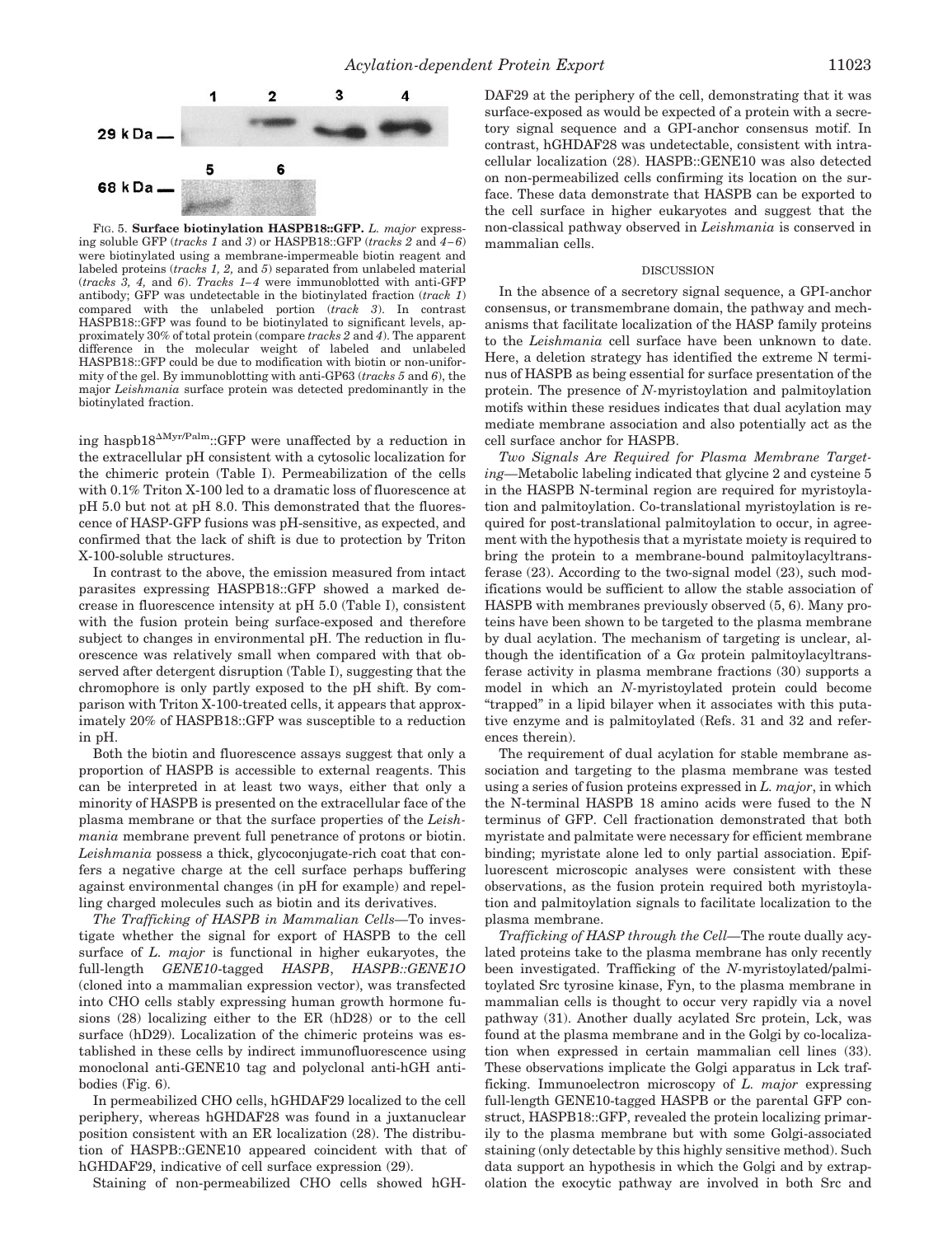FIG. 5. **Surface biotinylation HASPB18::GFP.** *L. major* expressing soluble GFP (*tracks 1* and *3*) or HASPB18::GFP (*tracks 2* and *4–6*) were biotinylated using a membrane-impermeable biotin reagent and labeled proteins (*tracks 1, 2,* and *5*) separated from unlabeled material (*tracks 3, 4,* and *6*). *Tracks 1–4* were immunoblotted with anti-GFP antibody; GFP was undetectable in the biotinylated fraction (*track 1*) compared with the unlabeled portion (*track 3*). In contrast HASPB18::GFP was found to be biotinylated to significant levels, approximately 30% of total protein (compare *tracks 2* and *4*). The apparent difference in the molecular weight of labeled and unlabeled HASPB18::GFP could be due to modification with biotin or non-uniformity of the gel. By immunoblotting with anti-GP63 (*tracks 5* and *6*), the major *Leishmania* surface protein was detected predominantly in the biotinylated fraction.

ing haspb18$^{\Delta Myr/Palm}$::GFP were unaffected by a reduction in the extracellular pH consistent with a cytosolic localization for the chimeric protein (Table I). Permeabilization of the cells with 0.1% Triton X-100 led to a dramatic loss of fluorescence at pH 5.0 but not at pH 8.0. This demonstrated that the fluorescence of HASP-GFP fusions was pH-sensitive, as expected, and confirmed that the lack of shift is due to protection by Triton X-100-soluble structures.

In contrast to the above, the emission measured from intact parasites expressing HASPB18::GFP showed a marked decrease in fluorescence intensity at pH 5.0 (Table I), consistent with the fusion protein being surface-exposed and therefore subject to changes in environmental pH. The reduction in fluorescence was relatively small when compared with that observed after detergent disruption (Table I), suggesting that the chromophore is only partly exposed to the pH shift. By comparison with Triton X-100-treated cells, it appears that approximately 20% of HASPB18::GFP was susceptible to a reduction in pH.

Both the biotin and fluorescence assays suggest that only a proportion of HASPB is accessible to external reagents. This can be interpreted in at least two ways, either that only a minority of HASPB is presented on the extracellular face of the plasma membrane or that the surface properties of the *Leishmania* membrane prevent full penetrance of protons or biotin. *Leishmania* possess a thick, glycoconjugate-rich coat that confers a negative charge at the cell surface perhaps buffering against environmental changes (in pH for example) and repelling charged molecules such as biotin and its derivatives.

*The Trafficking of HASPB in Mammalian Cells*—To investigate whether the signal for export of HASPB to the cell surface of *L. major* is functional in higher eukaryotes, the full-length *GENE10*-tagged *HASPB*, *HASPB::GENE1O* (cloned into a mammalian expression vector), was transfected into CHO cells stably expressing human growth hormone fusions (28) localizing either to the ER (hD28) or to the cell surface (hD29). Localization of the chimeric proteins was established in these cells by indirect immunofluorescence using monoclonal anti-GENE10 tag and polyclonal anti-hGH antibodies (Fig. 6).

In permeabilized CHO cells, hGHDAF29 localized to the cell periphery, whereas hGHDAF28 was found in a juxtanuclear position consistent with an ER localization (28). The distribution of HASPB::GENE10 appeared coincident with that of hGHDAF29, indicative of cell surface expression (29).

Staining of non-permeabilized CHO cells showed hGHDAF29 at the periphery of the cell, demonstrating that it was surface-exposed as would be expected of a protein with a secretory signal sequence and a GPI-anchor consensus motif. In contrast, hGHDAF28 was undetectable, consistent with intracellular localization (28). HASPB::GENE10 was also detected on non-permeabilized cells confirming its location on the surface. These data demonstrate that HASPB can be exported to the cell surface in higher eukaryotes and suggest that the non-classical pathway observed in *Leishmania* is conserved in mammalian cells.

## DISCUSSION

In the absence of a secretory signal sequence, a GPI-anchor consensus, or transmembrane domain, the pathway and mechanisms that facilitate localization of the HASP family proteins to the *Leishmania* cell surface have been unknown to date. Here, a deletion strategy has identified the extreme N terminus of HASPB as being essential for surface presentation of the protein. The presence of *N*-myristoylation and palmitoylation motifs within these residues indicates that dual acylation may mediate membrane association and also potentially act as the cell surface anchor for HASPB.

*Two Signals Are Required for Plasma Membrane Targeting*—Metabolic labeling indicated that glycine 2 and cysteine 5 in the HASPB N-terminal region are required for myristoylation and palmitoylation. Co-translational myristoylation is required for post-translational palmitoylation to occur, in agreement with the hypothesis that a myristate moiety is required to bring the protein to a membrane-bound palmitoylacyltransferase (23). According to the two-signal model (23), such modifications would be sufficient to allow the stable association of HASPB with membranes previously observed (5, 6). Many proteins have been shown to be targeted to the plasma membrane by dual acylation. The mechanism of targeting is unclear, although the identification of a Gα protein palmitoylacyltransferase activity in plasma membrane fractions (30) supports a model in which an *N*-myristoylated protein could become "trapped" in a lipid bilayer when it associates with this putative enzyme and is palmitoylated (Refs. 31 and 32 and references therein).

The requirement of dual acylation for stable membrane association and targeting to the plasma membrane was tested using a series of fusion proteins expressed in *L. major*, in which the N-terminal HASPB 18 amino acids were fused to the N terminus of GFP. Cell fractionation demonstrated that both myristate and palmitate were necessary for efficient membrane binding; myristate alone led to only partial association. Epifluorescent microscopic analyses were consistent with these observations, as the fusion protein required both myristoylation and palmitoylation signals to facilitate localization to the plasma membrane.

*Trafficking of HASP through the Cell*—The route dually acylated proteins take to the plasma membrane has only recently been investigated. Trafficking of the *N*-myristoylated/palmitoylated Src tyrosine kinase, Fyn, to the plasma membrane in mammalian cells is thought to occur very rapidly via a novel pathway (31). Another dually acylated Src protein, Lck, was found at the plasma membrane and in the Golgi by co-localization when expressed in certain mammalian cell lines (33). These observations implicate the Golgi apparatus in Lck trafficking. Immunoelectron microscopy of *L. major* expressing full-length GENE10-tagged HASPB or the parental GFP construct, HASPB18::GFP, revealed the protein localizing primarily to the plasma membrane but with some Golgi-associated staining (only detectable by this highly sensitive method). Such data support an hypothesis in which the Golgi and by extrapolation the exocytic pathway are involved in both Src and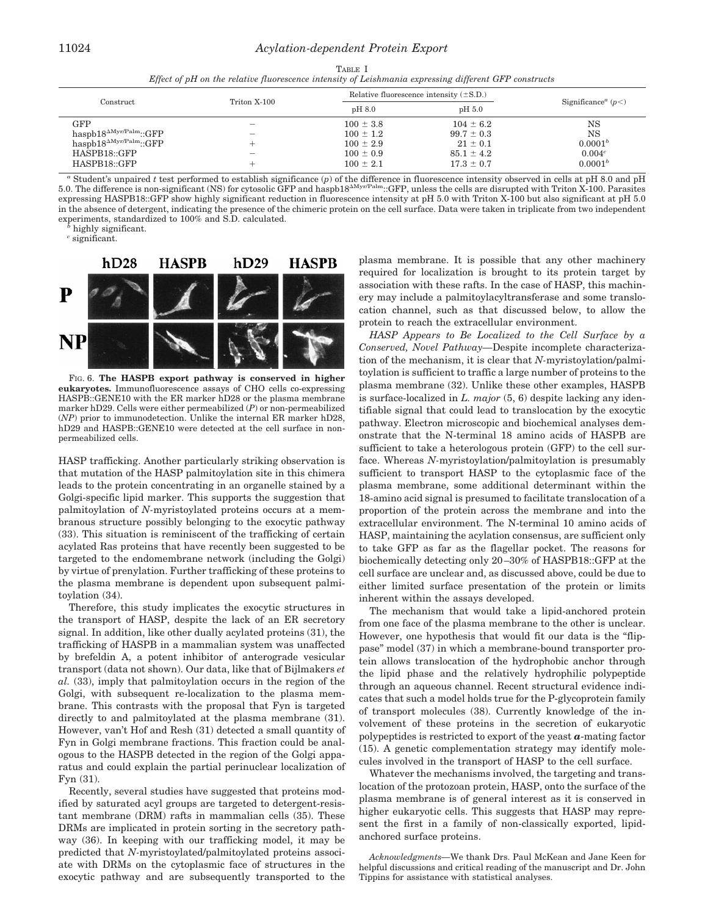TABLE I

*Effect of pH on the relative fluorescence intensity of Leishmania expressing different GFP constructs*

| Construct | Triton X-100 | Relative fluorescence intensity (±S.D.) | | Significance[a] ($p<$) |
|---|---|---|---|---|
| | | pH 8.0 | pH 5.0 | |
| GFP | − | 100 ± 3.8 | 104 ± 6.2 | NS |
| haspb18$^{\Delta Myr/Palm}$::GFP | − | 100 ± 1.2 | 99.7 ± 0.3 | NS |
| haspb18$^{\Delta Myr/Palm}$::GFP | + | 100 ± 2.9 | 21 ± 0.1 | 0.0001[b] |
| HASPB18::GFP | − | 100 ± 0.9 | 85.1 ± 4.2 | 0.004[c] |
| HASPB18::GFP | + | 100 ± 2.1 | 17.3 ± 0.7 | 0.0001[b] |

[a] Student's unpaired *t* test performed to establish significance (*p*) of the difference in fluorescence intensity observed in cells at pH 8.0 and pH 5.0. The difference is non-significant (NS) for cytosolic GFP and haspb18$^{\Delta Myr/Palm}$::GFP, unless the cells are disrupted with Triton X-100. Parasites expressing HASPB18::GFP show highly significant reduction in fluorescence intensity at pH 5.0 with Triton X-100 but also significant at pH 5.0 in the absence of detergent, indicating the presence of the chimeric protein on the cell surface. Data were taken in triplicate from two independent experiments, standardized to 100% and S.D. calculated.

[b] highly significant.

[c] significant.

FIG. 6. **The HASPB export pathway is conserved in higher eukaryotes.** Immunofluorescence assays of CHO cells co-expressing HASPB::GENE10 with the ER marker hD28 or the plasma membrane marker hD29. Cells were either permeabilized (*P*) or non-permeabilized (*NP*) prior to immunodetection. Unlike the internal ER marker hD28, hD29 and HASPB::GENE10 were detected at the cell surface in non-permeabilized cells.

HASP trafficking. Another particularly striking observation is that mutation of the HASP palmitoylation site in this chimera leads to the protein concentrating in an organelle stained by a Golgi-specific lipid marker. This supports the suggestion that palmitoylation of *N*-myristoylated proteins occurs at a membranous structure possibly belonging to the exocytic pathway (33). This situation is reminiscent of the trafficking of certain acylated Ras proteins that have recently been suggested to be targeted to the endomembrane network (including the Golgi) by virtue of prenylation. Further trafficking of these proteins to the plasma membrane is dependent upon subsequent palmitoylation (34).

Therefore, this study implicates the exocytic structures in the transport of HASP, despite the lack of an ER secretory signal. In addition, like other dually acylated proteins (31), the trafficking of HASPB in a mammalian system was unaffected by brefeldin A, a potent inhibitor of anterograde vesicular transport (data not shown). Our data, like that of Bijlmakers *et al.* (33), imply that palmitoylation occurs in the region of the Golgi, with subsequent re-localization to the plasma membrane. This contrasts with the proposal that Fyn is targeted directly to and palmitoylated at the plasma membrane (31). However, van't Hof and Resh (31) detected a small quantity of Fyn in Golgi membrane fractions. This fraction could be analogous to the HASPB detected in the region of the Golgi apparatus and could explain the partial perinuclear localization of Fyn (31).

Recently, several studies have suggested that proteins modified by saturated acyl groups are targeted to detergent-resistant membrane (DRM) rafts in mammalian cells (35). These DRMs are implicated in protein sorting in the secretory pathway (36). In keeping with our trafficking model, it may be predicted that *N*-myristoylated/palmitoylated proteins associate with DRMs on the cytoplasmic face of structures in the exocytic pathway and are subsequently transported to the plasma membrane. It is possible that any other machinery required for localization is brought to its protein target by association with these rafts. In the case of HASP, this machinery may include a palmitoylacyltransferase and some translocation channel, such as that discussed below, to allow the protein to reach the extracellular environment.

*HASP Appears to Be Localized to the Cell Surface by a Conserved, Novel Pathway*—Despite incomplete characterization of the mechanism, it is clear that *N*-myristoylation/palmitoylation is sufficient to traffic a large number of proteins to the plasma membrane (32). Unlike these other examples, HASPB is surface-localized in *L. major* (5, 6) despite lacking any identifiable signal that could lead to translocation by the exocytic pathway. Electron microscopic and biochemical analyses demonstrate that the N-terminal 18 amino acids of HASPB are sufficient to take a heterologous protein (GFP) to the cell surface. Whereas *N*-myristoylation/palmitoylation is presumably sufficient to transport HASP to the cytoplasmic face of the plasma membrane, some additional determinant within the 18-amino acid signal is presumed to facilitate translocation of a proportion of the protein across the membrane and into the extracellular environment. The N-terminal 10 amino acids of HASP, maintaining the acylation consensus, are sufficient only to take GFP as far as the flagellar pocket. The reasons for biochemically detecting only 20–30% of HASPB18::GFP at the cell surface are unclear and, as discussed above, could be due to either limited surface presentation of the protein or limits inherent within the assays developed.

The mechanism that would take a lipid-anchored protein from one face of the plasma membrane to the other is unclear. However, one hypothesis that would fit our data is the "flippase" model (37) in which a membrane-bound transporter protein allows translocation of the hydrophobic anchor through the lipid phase and the relatively hydrophilic polypeptide through an aqueous channel. Recent structural evidence indicates that such a model holds true for the P-glycoprotein family of transport molecules (38). Currently knowledge of the involvement of these proteins in the secretion of eukaryotic polypeptides is restricted to export of the yeast ***a***-mating factor (15). A genetic complementation strategy may identify molecules involved in the transport of HASP to the cell surface.

Whatever the mechanisms involved, the targeting and translocation of the protozoan protein, HASP, onto the surface of the plasma membrane is of general interest as it is conserved in higher eukaryotic cells. This suggests that HASP may represent the first in a family of non-classically exported, lipid-anchored surface proteins.

*Acknowledgments*—We thank Drs. Paul McKean and Jane Keen for helpful discussions and critical reading of the manuscript and Dr. John Tippins for assistance with statistical analyses.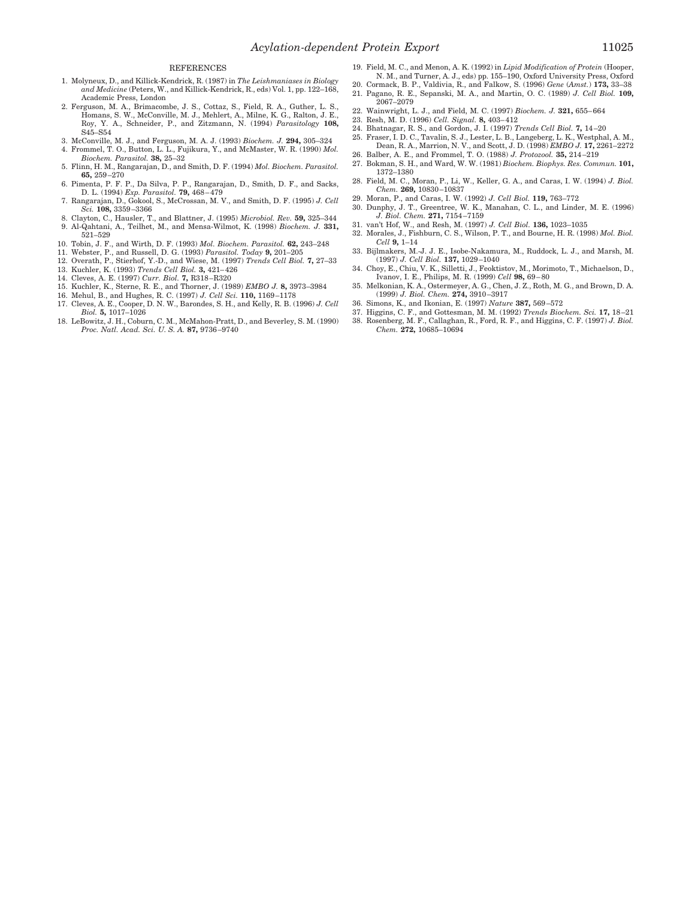## REFERENCES

1. Molyneux, D., and Killick-Kendrick, R. (1987) in *The Leishmaniases in Biology and Medicine* (Peters, W., and Killick-Kendrick, R., eds) Vol. 1, pp. 122–168, Academic Press, London
2. Ferguson, M. A., Brimacombe, J. S., Cottaz, S., Field, R. A., Guther, L. S., Homans, S. W., McConville, M. J., Mehlert, A., Milne, K. G., Ralton, J. E., Roy, Y. A., Schneider, P., and Zitzmann, N. (1994) *Parasitology* **108,** S45–S54
3. McConville, M. J., and Ferguson, M. A. J. (1993) *Biochem. J.* **294,** 305–324
4. Frommel, T. O., Button, L. L., Fujikura, Y., and McMaster, W. R. (1990) *Mol. Biochem. Parasitol.* **38,** 25–32
5. Flinn, H. M., Rangarajan, D., and Smith, D. F. (1994) *Mol. Biochem. Parasitol.* **65,** 259–270
6. Pimenta, P. F. P., Da Silva, P. P., Rangarajan, D., Smith, D. F., and Sacks, D. L. (1994) *Exp. Parasitol.* **79,** 468–479
7. Rangarajan, D., Gokool, S., McCrossan, M. V., and Smith, D. F. (1995) *J. Cell Sci.* **108,** 3359–3366
8. Clayton, C., Hausler, T., and Blattner, J. (1995) *Microbiol. Rev.* **59,** 325–344
9. Al-Qahtani, A., Teilhet, M., and Mensa-Wilmot, K. (1998) *Biochem. J.* **331,** 521–529
10. Tobin, J. F., and Wirth, D. F. (1993) *Mol. Biochem. Parasitol.* **62,** 243–248
11. Webster, P., and Russell, D. G. (1993) *Parasitol. Today* **9,** 201–205
12. Overath, P., Stierhof, Y.-D., and Wiese, M. (1997) *Trends Cell Biol.* **7,** 27–33
13. Kuchler, K. (1993) *Trends Cell Biol.* **3,** 421–426
14. Cleves, A. E. (1997) *Curr. Biol.* **7,** R318–R320
15. Kuchler, K., Sterne, R. E., and Thorner, J. (1989) *EMBO J.* **8,** 3973–3984
16. Mehul, B., and Hughes, R. C. (1997) *J. Cell Sci.* **110,** 1169–1178
17. Cleves, A. E., Cooper, D. N. W., Barondes, S. H., and Kelly, R. B. (1996) *J. Cell Biol.* **5,** 1017–1026
18. LeBowitz, J. H., Coburn, C. M., McMahon-Pratt, D., and Beverley, S. M. (1990) *Proc. Natl. Acad. Sci. U. S. A.* **87,** 9736–9740
19. Field, M. C., and Menon, A. K. (1992) in *Lipid Modification of Protein* (Hooper, N. M., and Turner, A. J., eds) pp. 155–190, Oxford University Press, Oxford
20. Cormack, B. P., Valdivia, R., and Falkow, S. (1996) *Gene* (*Amst.*) **173,** 33–38
21. Pagano, R. E., Sepanski, M. A., and Martin, O. C. (1989) *J. Cell Biol.* **109,** 2067–2079
22. Wainwright, L. J., and Field, M. C. (1997) *Biochem. J.* **321,** 655–664
23. Resh, M. D. (1996) *Cell. Signal.* **8,** 403–412
24. Bhatnagar, R. S., and Gordon, J. I. (1997) *Trends Cell Biol.* **7,** 14–20
25. Fraser, I. D. C., Tavalin, S. J., Lester, L. B., Langeberg, L. K., Westphal, A. M., Dean, R. A., Marrion, N. V., and Scott, J. D. (1998) *EMBO J.* **17,** 2261–2272
26. Balber, A. E., and Frommel, T. O. (1988) *J. Protozool.* **35,** 214–219
27. Bokman, S. H., and Ward, W. W. (1981) *Biochem. Biophys. Res. Commun.* **101,** 1372–1380
28. Field, M. C., Moran, P., Li, W., Keller, G. A., and Caras, I. W. (1994) *J. Biol. Chem.* **269,** 10830–10837
29. Moran, P., and Caras, I. W. (1992) *J. Cell Biol.* **119,** 763–772
30. Dunphy, J. T., Greentree, W. K., Manahan, C. L., and Linder, M. E. (1996) *J. Biol. Chem.* **271,** 7154–7159
31. van't Hof, W., and Resh, M. (1997) *J. Cell Biol.* **136,** 1023–1035
32. Morales, J., Fishburn, C. S., Wilson, P. T., and Bourne, H. R. (1998) *Mol. Biol. Cell* **9,** 1–14
33. Bijlmakers, M.-J. J. E., Isobe-Nakamura, M., Ruddock, L. J., and Marsh, M. (1997) *J. Cell Biol.* **137,** 1029–1040
34. Choy, E., Chiu, V. K., Silletti, J., Feoktistov, M., Morimoto, T., Michaelson, D., Ivanov, I. E., Philips, M. R. (1999) *Cell* **98,** 69–80
35. Melkonian, K. A., Ostermeyer, A. G., Chen, J. Z., Roth, M. G., and Brown, D. A. (1999) *J. Biol. Chem.* **274,** 3910–3917
36. Simons, K., and Ikonian, E. (1997) *Nature* **387,** 569–572
37. Higgins, C. F., and Gottesman, M. M. (1992) *Trends Biochem. Sci.* **17,** 18–21
38. Rosenberg, M. F., Callaghan, R., Ford, R. F., and Higgins, C. F. (1997) *J. Biol. Chem.* **272,** 10685–10694